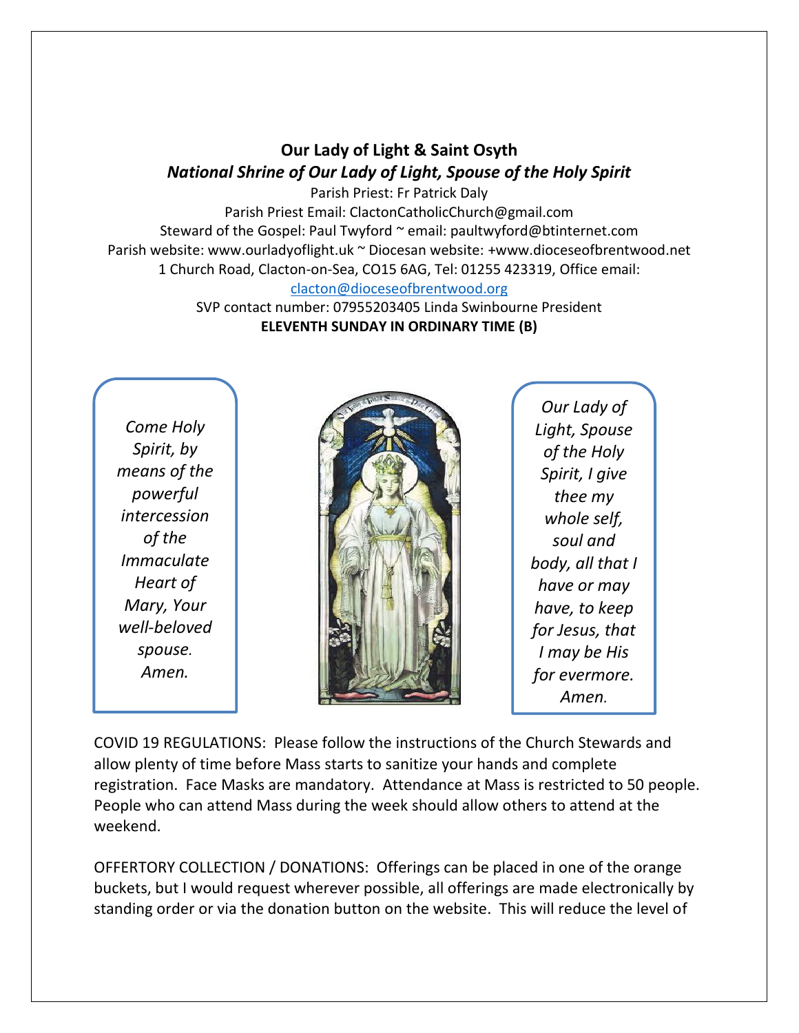# Our Lady of Light & Saint Osyth

## *National Shrine of Our Lady of Light, Spouse of the Holy Spirit*

Parish Priest: Fr Patrick Daly
Parish Priest Email: ClactonCatholicChurch@gmail.com
Steward of the Gospel: Paul Twyford ~ email: paultwyford@btinternet.com
Parish website: www.ourladyoflight.uk ~ Diocesan website: +www.dioceseofbrentwood.net
1 Church Road, Clacton-on-Sea, CO15 6AG, Tel: 01255 423319, Office email: clacton@dioceseofbrentwood.org
SVP contact number: 07955203405 Linda Swinbourne President

**ELEVENTH SUNDAY IN ORDINARY TIME (B)**

*Come Holy Spirit, by means of the powerful intercession of the Immaculate Heart of Mary, Your well-beloved spouse. Amen.*

*Our Lady of Light, Spouse of the Holy Spirit, I give thee my whole self, soul and body, all that I have or may have, to keep for Jesus, that I may be His for evermore. Amen.*

COVID 19 REGULATIONS: Please follow the instructions of the Church Stewards and allow plenty of time before Mass starts to sanitize your hands and complete registration. Face Masks are mandatory. Attendance at Mass is restricted to 50 people. People who can attend Mass during the week should allow others to attend at the weekend.

OFFERTORY COLLECTION / DONATIONS: Offerings can be placed in one of the orange buckets, but I would request wherever possible, all offerings are made electronically by standing order or via the donation button on the website. This will reduce the level of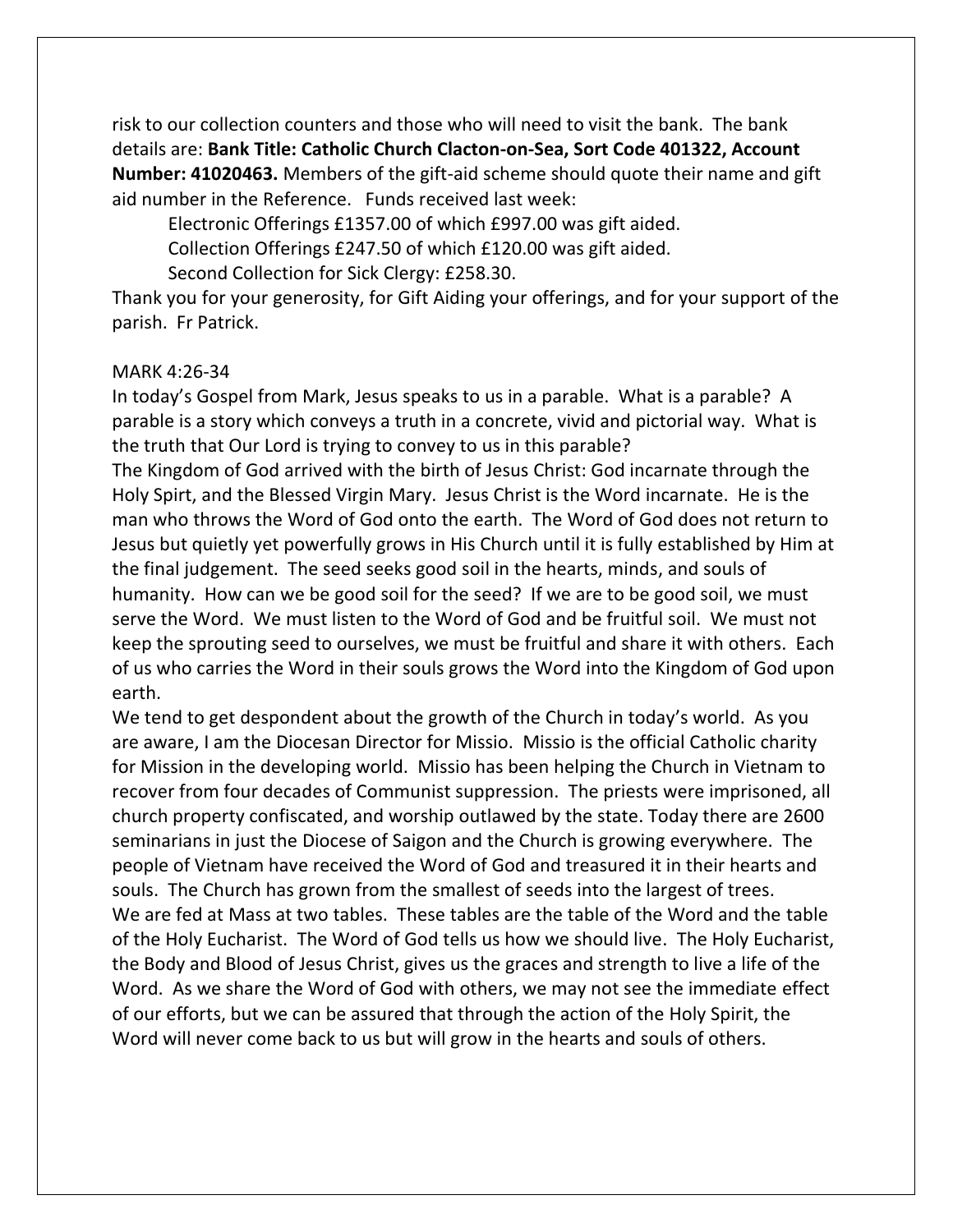risk to our collection counters and those who will need to visit the bank. The bank details are: **Bank Title: Catholic Church Clacton-on-Sea, Sort Code 401322, Account Number: 41020463.** Members of the gift-aid scheme should quote their name and gift aid number in the Reference. Funds received last week:

Electronic Offerings £1357.00 of which £997.00 was gift aided.

Collection Offerings £247.50 of which £120.00 was gift aided.

Second Collection for Sick Clergy: £258.30.

Thank you for your generosity, for Gift Aiding your offerings, and for your support of the parish. Fr Patrick.

MARK 4:26-34

In today's Gospel from Mark, Jesus speaks to us in a parable. What is a parable? A parable is a story which conveys a truth in a concrete, vivid and pictorial way. What is the truth that Our Lord is trying to convey to us in this parable?

The Kingdom of God arrived with the birth of Jesus Christ: God incarnate through the Holy Spirt, and the Blessed Virgin Mary. Jesus Christ is the Word incarnate. He is the man who throws the Word of God onto the earth. The Word of God does not return to Jesus but quietly yet powerfully grows in His Church until it is fully established by Him at the final judgement. The seed seeks good soil in the hearts, minds, and souls of humanity. How can we be good soil for the seed? If we are to be good soil, we must serve the Word. We must listen to the Word of God and be fruitful soil. We must not keep the sprouting seed to ourselves, we must be fruitful and share it with others. Each of us who carries the Word in their souls grows the Word into the Kingdom of God upon earth.

We tend to get despondent about the growth of the Church in today's world. As you are aware, I am the Diocesan Director for Missio. Missio is the official Catholic charity for Mission in the developing world. Missio has been helping the Church in Vietnam to recover from four decades of Communist suppression. The priests were imprisoned, all church property confiscated, and worship outlawed by the state. Today there are 2600 seminarians in just the Diocese of Saigon and the Church is growing everywhere. The people of Vietnam have received the Word of God and treasured it in their hearts and souls. The Church has grown from the smallest of seeds into the largest of trees.

We are fed at Mass at two tables. These tables are the table of the Word and the table of the Holy Eucharist. The Word of God tells us how we should live. The Holy Eucharist, the Body and Blood of Jesus Christ, gives us the graces and strength to live a life of the Word. As we share the Word of God with others, we may not see the immediate effect of our efforts, but we can be assured that through the action of the Holy Spirit, the Word will never come back to us but will grow in the hearts and souls of others.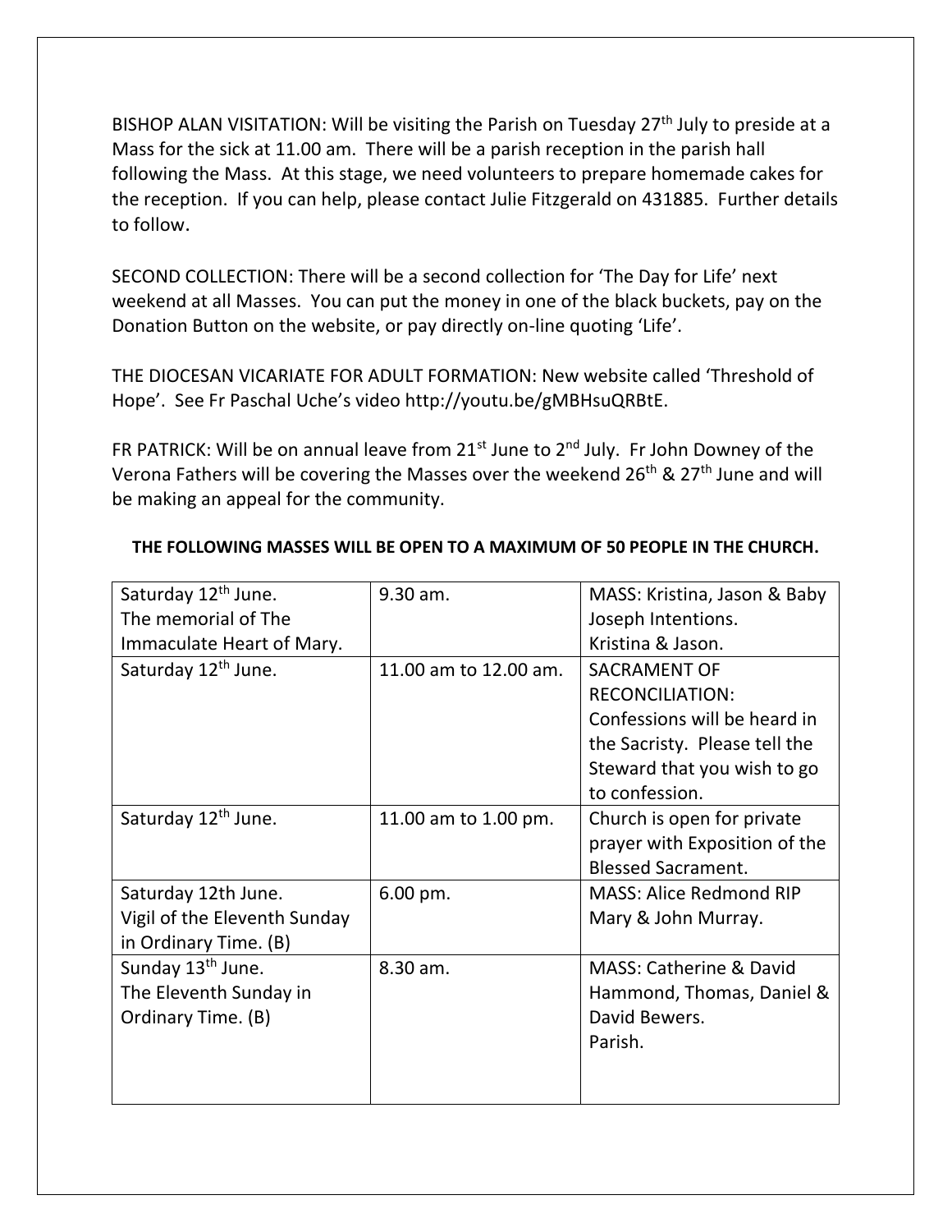BISHOP ALAN VISITATION: Will be visiting the Parish on Tuesday 27th July to preside at a Mass for the sick at 11.00 am. There will be a parish reception in the parish hall following the Mass. At this stage, we need volunteers to prepare homemade cakes for the reception. If you can help, please contact Julie Fitzgerald on 431885. Further details to follow.

SECOND COLLECTION: There will be a second collection for 'The Day for Life' next weekend at all Masses. You can put the money in one of the black buckets, pay on the Donation Button on the website, or pay directly on-line quoting 'Life'.

THE DIOCESAN VICARIATE FOR ADULT FORMATION: New website called 'Threshold of Hope'. See Fr Paschal Uche's video http://youtu.be/gMBHsuQRBtE.

FR PATRICK: Will be on annual leave from 21st June to 2nd July. Fr John Downey of the Verona Fathers will be covering the Masses over the weekend 26th & 27th June and will be making an appeal for the community.

**THE FOLLOWING MASSES WILL BE OPEN TO A MAXIMUM OF 50 PEOPLE IN THE CHURCH.**

| | | |
|---|---|---|
| Saturday 12th June. The memorial of The Immaculate Heart of Mary. | 9.30 am. | MASS: Kristina, Jason & Baby Joseph Intentions. Kristina & Jason. |
| Saturday 12th June. | 11.00 am to 12.00 am. | SACRAMENT OF RECONCILIATION: Confessions will be heard in the Sacristy. Please tell the Steward that you wish to go to confession. |
| Saturday 12th June. | 11.00 am to 1.00 pm. | Church is open for private prayer with Exposition of the Blessed Sacrament. |
| Saturday 12th June. Vigil of the Eleventh Sunday in Ordinary Time. (B) | 6.00 pm. | MASS: Alice Redmond RIP Mary & John Murray. |
| Sunday 13th June. The Eleventh Sunday in Ordinary Time. (B) | 8.30 am. | MASS: Catherine & David Hammond, Thomas, Daniel & David Bewers. Parish. |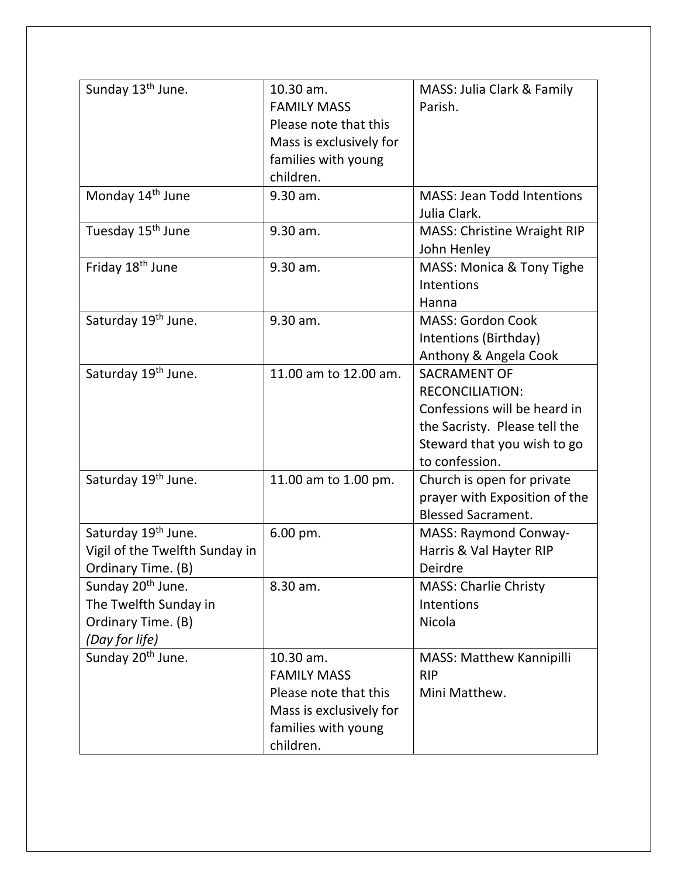| | | |
|---|---|---|
| Sunday 13th June. | 10.30 am.<br>FAMILY MASS<br>Please note that this Mass is exclusively for families with young children. | MASS: Julia Clark & Family<br>Parish. |
| Monday 14th June | 9.30 am. | MASS: Jean Todd Intentions<br>Julia Clark. |
| Tuesday 15th June | 9.30 am. | MASS: Christine Wraight RIP<br>John Henley |
| Friday 18th June | 9.30 am. | MASS: Monica & Tony Tighe Intentions<br>Hanna |
| Saturday 19th June. | 9.30 am. | MASS: Gordon Cook Intentions (Birthday)<br>Anthony & Angela Cook |
| Saturday 19th June. | 11.00 am to 12.00 am. | SACRAMENT OF RECONCILIATION: Confessions will be heard in the Sacristy. Please tell the Steward that you wish to go to confession. |
| Saturday 19th June. | 11.00 am to 1.00 pm. | Church is open for private prayer with Exposition of the Blessed Sacrament. |
| Saturday 19th June.<br>Vigil of the Twelfth Sunday in Ordinary Time. (B) | 6.00 pm. | MASS: Raymond Conway-Harris & Val Hayter RIP<br>Deirdre |
| Sunday 20th June.<br>The Twelfth Sunday in Ordinary Time. (B)<br>*(Day for life)* | 8.30 am. | MASS: Charlie Christy Intentions<br>Nicola |
| Sunday 20th June. | 10.30 am.<br>FAMILY MASS<br>Please note that this Mass is exclusively for families with young children. | MASS: Matthew Kannipilli RIP<br>Mini Matthew. |